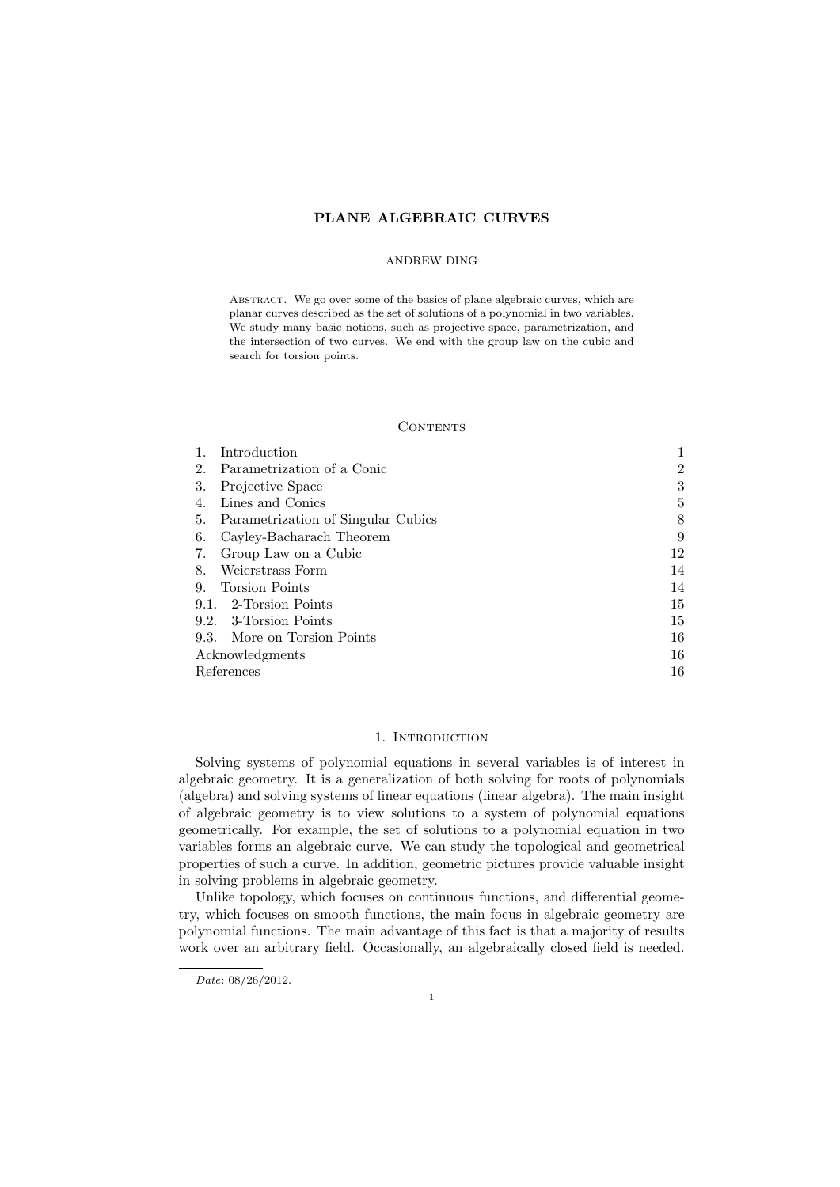# PLANE ALGEBRAIC CURVES

ANDREW DING

ABSTRACT. We go over some of the basics of plane algebraic curves, which are planar curves described as the set of solutions of a polynomial in two variables. We study many basic notions, such as projective space, parametrization, and the intersection of two curves. We end with the group law on the cubic and search for torsion points.

## Contents

| | |
|---|---|
| 1. Introduction | 1 |
| 2. Parametrization of a Conic | 2 |
| 3. Projective Space | 3 |
| 4. Lines and Conics | 5 |
| 5. Parametrization of Singular Cubics | 8 |
| 6. Cayley-Bacharach Theorem | 9 |
| 7. Group Law on a Cubic | 12 |
| 8. Weierstrass Form | 14 |
| 9. Torsion Points | 14 |
| 9.1. 2-Torsion Points | 15 |
| 9.2. 3-Torsion Points | 15 |
| 9.3. More on Torsion Points | 16 |
| Acknowledgments | 16 |
| References | 16 |

## 1. Introduction

Solving systems of polynomial equations in several variables is of interest in algebraic geometry. It is a generalization of both solving for roots of polynomials (algebra) and solving systems of linear equations (linear algebra). The main insight of algebraic geometry is to view solutions to a system of polynomial equations geometrically. For example, the set of solutions to a polynomial equation in two variables forms an algebraic curve. We can study the topological and geometrical properties of such a curve. In addition, geometric pictures provide valuable insight in solving problems in algebraic geometry.

Unlike topology, which focuses on continuous functions, and differential geometry, which focuses on smooth functions, the main focus in algebraic geometry are polynomial functions. The main advantage of this fact is that a majority of results work over an arbitrary field. Occasionally, an algebraically closed field is needed.

*Date*: 08/26/2012.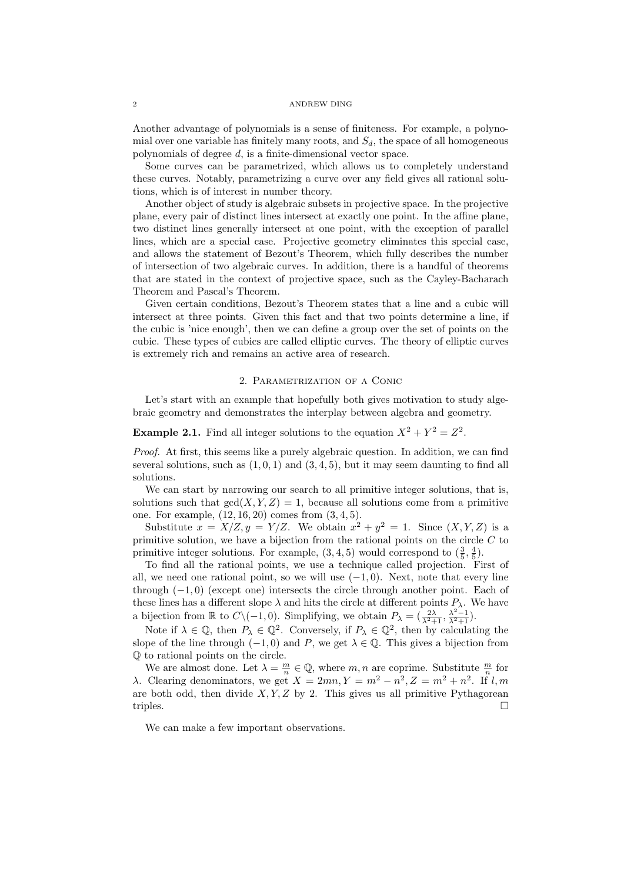Another advantage of polynomials is a sense of finiteness. For example, a polynomial over one variable has finitely many roots, and $S_d$, the space of all homogeneous polynomials of degree $d$, is a finite-dimensional vector space.

Some curves can be parametrized, which allows us to completely understand these curves. Notably, parametrizing a curve over any field gives all rational solutions, which is of interest in number theory.

Another object of study is algebraic subsets in projective space. In the projective plane, every pair of distinct lines intersect at exactly one point. In the affine plane, two distinct lines generally intersect at one point, with the exception of parallel lines, which are a special case. Projective geometry eliminates this special case, and allows the statement of Bezout's Theorem, which fully describes the number of intersection of two algebraic curves. In addition, there is a handful of theorems that are stated in the context of projective space, such as the Cayley-Bacharach Theorem and Pascal's Theorem.

Given certain conditions, Bezout's Theorem states that a line and a cubic will intersect at three points. Given this fact and that two points determine a line, if the cubic is 'nice enough', then we can define a group over the set of points on the cubic. These types of cubics are called elliptic curves. The theory of elliptic curves is extremely rich and remains an active area of research.

## 2. Parametrization of a Conic

Let's start with an example that hopefully both gives motivation to study algebraic geometry and demonstrates the interplay between algebra and geometry.

**Example 2.1.** Find all integer solutions to the equation $X^2 + Y^2 = Z^2$.

*Proof.* At first, this seems like a purely algebraic question. In addition, we can find several solutions, such as $(1, 0, 1)$ and $(3, 4, 5)$, but it may seem daunting to find all solutions.

We can start by narrowing our search to all primitive integer solutions, that is, solutions such that $\gcd(X, Y, Z) = 1$, because all solutions come from a primitive one. For example, $(12, 16, 20)$ comes from $(3, 4, 5)$.

Substitute $x = X/Z, y = Y/Z$. We obtain $x^2 + y^2 = 1$. Since $(X, Y, Z)$ is a primitive solution, we have a bijection from the rational points on the circle $C$ to primitive integer solutions. For example, $(3, 4, 5)$ would correspond to $(\frac{3}{5}, \frac{4}{5})$.

To find all the rational points, we use a technique called projection. First of all, we need one rational point, so we will use $(-1, 0)$. Next, note that every line through $(-1, 0)$ (except one) intersects the circle through another point. Each of these lines has a different slope $\lambda$ and hits the circle at different points $P_\lambda$. We have a bijection from $\mathbb{R}$ to $C \backslash (-1, 0)$. Simplifying, we obtain $P_\lambda = (\frac{2\lambda}{\lambda^2+1}, \frac{\lambda^2-1}{\lambda^2+1})$.

Note if $\lambda \in \mathbb{Q}$, then $P_\lambda \in \mathbb{Q}^2$. Conversely, if $P_\lambda \in \mathbb{Q}^2$, then by calculating the slope of the line through $(-1, 0)$ and $P$, we get $\lambda \in \mathbb{Q}$. This gives a bijection from $\mathbb{Q}$ to rational points on the circle.

We are almost done. Let $\lambda = \frac{m}{n} \in \mathbb{Q}$, where $m, n$ are coprime. Substitute $\frac{m}{n}$ for $\lambda$. Clearing denominators, we get $X = 2mn, Y = m^2 - n^2, Z = m^2 + n^2$. If $l, m$ are both odd, then divide $X, Y, Z$ by 2. This gives us all primitive Pythagorean triples. ☐

We can make a few important observations.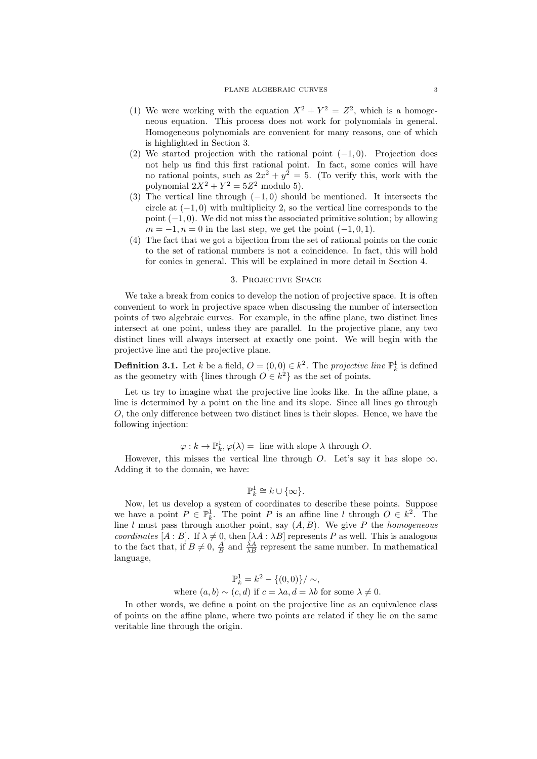(1) We were working with the equation $X^2 + Y^2 = Z^2$, which is a homogeneous equation. This process does not work for polynomials in general. Homogeneous polynomials are convenient for many reasons, one of which is highlighted in Section 3.
(2) We started projection with the rational point $(-1, 0)$. Projection does not help us find this first rational point. In fact, some conics will have no rational points, such as $2x^2 + y^2 = 5$. (To verify this, work with the polynomial $2X^2 + Y^2 = 5Z^2$ modulo 5).
(3) The vertical line through $(-1, 0)$ should be mentioned. It intersects the circle at $(-1, 0)$ with multiplicity 2, so the vertical line corresponds to the point $(-1, 0)$. We did not miss the associated primitive solution; by allowing $m = -1, n = 0$ in the last step, we get the point $(-1, 0, 1)$.
(4) The fact that we got a bijection from the set of rational points on the conic to the set of rational numbers is not a coincidence. In fact, this will hold for conics in general. This will be explained in more detail in Section 4.

## 3. Projective Space

We take a break from conics to develop the notion of projective space. It is often convenient to work in projective space when discussing the number of intersection points of two algebraic curves. For example, in the affine plane, two distinct lines intersect at one point, unless they are parallel. In the projective plane, any two distinct lines will always intersect at exactly one point. We will begin with the projective line and the projective plane.

**Definition 3.1.** Let $k$ be a field, $O = (0, 0) \in k^2$. The *projective line* $\mathbb{P}^1_k$ is defined as the geometry with {lines through $O \in k^2$} as the set of points.

Let us try to imagine what the projective line looks like. In the affine plane, a line is determined by a point on the line and its slope. Since all lines go through $O$, the only difference between two distinct lines is their slopes. Hence, we have the following injection:

$$\varphi : k \to \mathbb{P}^1_k, \varphi(\lambda) = \text{ line with slope } \lambda \text{ through } O.$$

However, this misses the vertical line through $O$. Let's say it has slope $\infty$. Adding it to the domain, we have:

$$\mathbb{P}^1_k \cong k \cup \{\infty\}.$$

Now, let us develop a system of coordinates to describe these points. Suppose we have a point $P \in \mathbb{P}^1_k$. The point $P$ is an affine line $l$ through $O \in k^2$. The line $l$ must pass through another point, say $(A, B)$. We give $P$ the *homogeneous coordinates* $[A : B]$. If $\lambda \neq 0$, then $[\lambda A : \lambda B]$ represents $P$ as well. This is analogous to the fact that, if $B \neq 0$, $\frac{A}{B}$ and $\frac{\lambda A}{\lambda B}$ represent the same number. In mathematical language,

$$\mathbb{P}^1_k = k^2 - \{(0, 0)\}/\sim,$$
$$\text{where } (a, b) \sim (c, d) \text{ if } c = \lambda a, d = \lambda b \text{ for some } \lambda \neq 0.$$

In other words, we define a point on the projective line as an equivalence class of points on the affine plane, where two points are related if they lie on the same veritable line through the origin.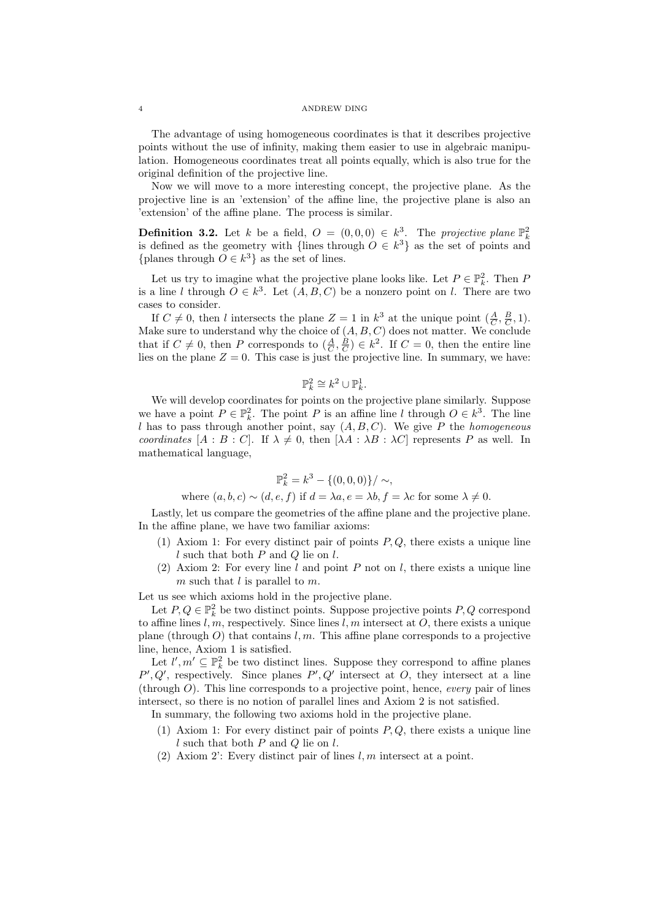The advantage of using homogeneous coordinates is that it describes projective points without the use of infinity, making them easier to use in algebraic manipulation. Homogeneous coordinates treat all points equally, which is also true for the original definition of the projective line.

Now we will move to a more interesting concept, the projective plane. As the projective line is an 'extension' of the affine line, the projective plane is also an 'extension' of the affine plane. The process is similar.

**Definition 3.2.** Let $k$ be a field, $O = (0, 0, 0) \in k^3$. The *projective plane* $\mathbb{P}^2_k$ is defined as the geometry with {lines through $O \in k^3$} as the set of points and {planes through $O \in k^3$} as the set of lines.

Let us try to imagine what the projective plane looks like. Let $P \in \mathbb{P}^2_k$. Then $P$ is a line $l$ through $O \in k^3$. Let $(A, B, C)$ be a nonzero point on $l$. There are two cases to consider.

If $C \neq 0$, then $l$ intersects the plane $Z = 1$ in $k^3$ at the unique point $(\frac{A}{C}, \frac{B}{C}, 1)$. Make sure to understand why the choice of $(A, B, C)$ does not matter. We conclude that if $C \neq 0$, then $P$ corresponds to $(\frac{A}{C}, \frac{B}{C}) \in k^2$. If $C = 0$, then the entire line lies on the plane $Z = 0$. This case is just the projective line. In summary, we have:

$$\mathbb{P}^2_k \cong k^2 \cup \mathbb{P}^1_k.$$

We will develop coordinates for points on the projective plane similarly. Suppose we have a point $P \in \mathbb{P}^2_k$. The point $P$ is an affine line $l$ through $O \in k^3$. The line $l$ has to pass through another point, say $(A, B, C)$. We give $P$ the *homogeneous coordinates* $[A : B : C]$. If $\lambda \neq 0$, then $[\lambda A : \lambda B : \lambda C]$ represents $P$ as well. In mathematical language,

$$\mathbb{P}^2_k = k^3 - \{(0, 0, 0)\}/\sim,$$

$$\text{where } (a, b, c) \sim (d, e, f) \text{ if } d = \lambda a, e = \lambda b, f = \lambda c \text{ for some } \lambda \neq 0.$$

Lastly, let us compare the geometries of the affine plane and the projective plane. In the affine plane, we have two familiar axioms:

1. Axiom 1: For every distinct pair of points $P, Q$, there exists a unique line $l$ such that both $P$ and $Q$ lie on $l$.
2. Axiom 2: For every line $l$ and point $P$ not on $l$, there exists a unique line $m$ such that $l$ is parallel to $m$.

Let us see which axioms hold in the projective plane.

Let $P, Q \in \mathbb{P}^2_k$ be two distinct points. Suppose projective points $P, Q$ correspond to affine lines $l, m$, respectively. Since lines $l, m$ intersect at $O$, there exists a unique plane (through $O$) that contains $l, m$. This affine plane corresponds to a projective line, hence, Axiom 1 is satisfied.

Let $l', m' \subseteq \mathbb{P}^2_k$ be two distinct lines. Suppose they correspond to affine planes $P', Q'$, respectively. Since planes $P', Q'$ intersect at $O$, they intersect at a line (through $O$). This line corresponds to a projective point, hence, *every* pair of lines intersect, so there is no notion of parallel lines and Axiom 2 is not satisfied.

In summary, the following two axioms hold in the projective plane.

1. Axiom 1: For every distinct pair of points $P, Q$, there exists a unique line $l$ such that both $P$ and $Q$ lie on $l$.
2. Axiom 2': Every distinct pair of lines $l, m$ intersect at a point.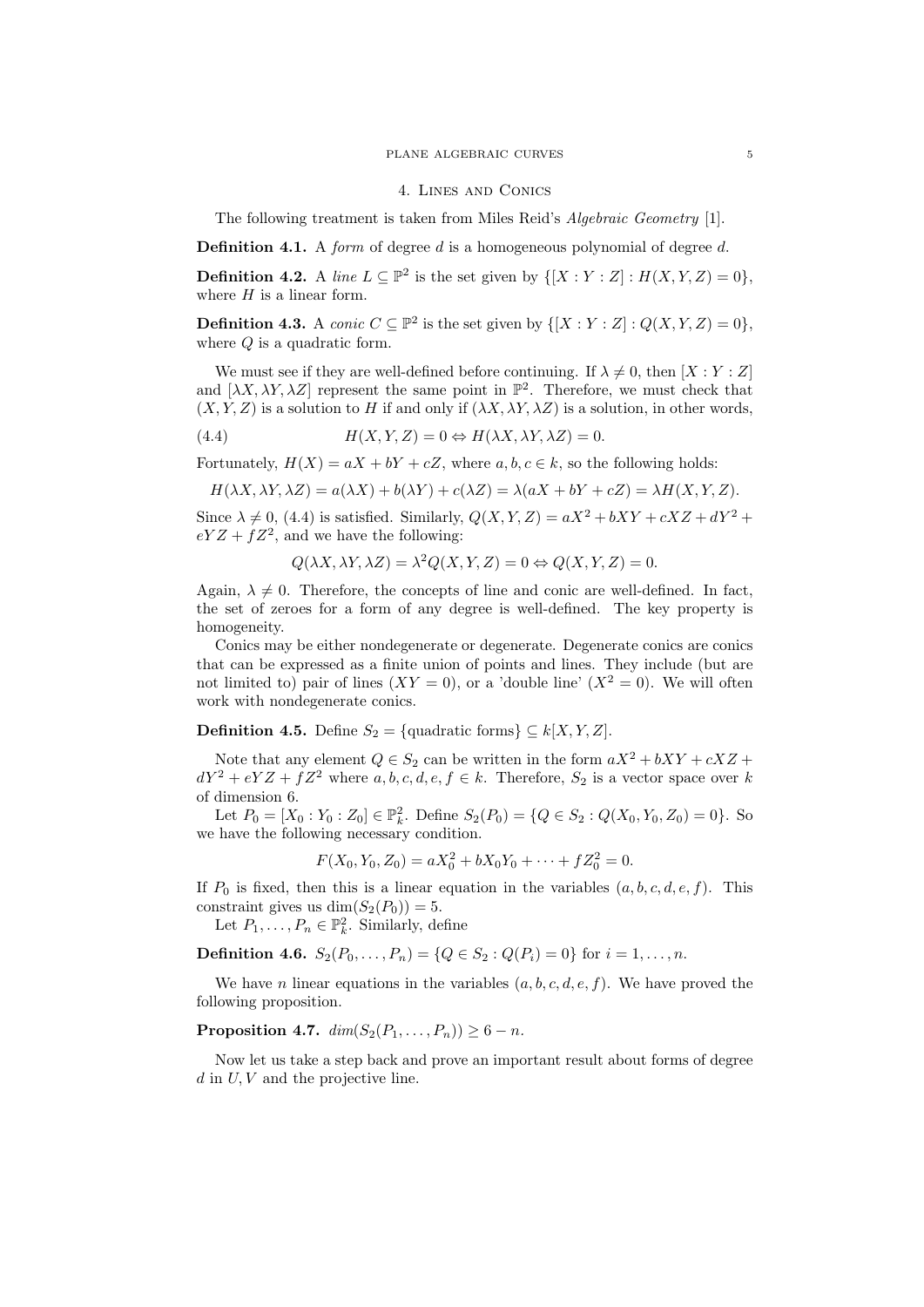## 4. Lines and Conics

The following treatment is taken from Miles Reid's *Algebraic Geometry* [1].

**Definition 4.1.** A *form* of degree $d$ is a homogeneous polynomial of degree $d$.

**Definition 4.2.** A *line* $L \subseteq \mathbb{P}^2$ is the set given by $\{[X : Y : Z] : H(X, Y, Z) = 0\}$, where $H$ is a linear form.

**Definition 4.3.** A *conic* $C \subseteq \mathbb{P}^2$ is the set given by $\{[X : Y : Z] : Q(X, Y, Z) = 0\}$, where $Q$ is a quadratic form.

We must see if they are well-defined before continuing. If $\lambda \neq 0$, then $[X : Y : Z]$ and $[\lambda X, \lambda Y, \lambda Z]$ represent the same point in $\mathbb{P}^2$. Therefore, we must check that $(X, Y, Z)$ is a solution to $H$ if and only if $(\lambda X, \lambda Y, \lambda Z)$ is a solution, in other words,

$$H(X, Y, Z) = 0 \Leftrightarrow H(\lambda X, \lambda Y, \lambda Z) = 0. \tag{4.4}$$

Fortunately, $H(X) = aX + bY + cZ$, where $a, b, c \in k$, so the following holds:

$$H(\lambda X, \lambda Y, \lambda Z) = a(\lambda X) + b(\lambda Y) + c(\lambda Z) = \lambda(aX + bY + cZ) = \lambda H(X, Y, Z).$$

Since $\lambda \neq 0$, (4.4) is satisfied. Similarly, $Q(X, Y, Z) = aX^2 + bXY + cXZ + dY^2 + eYZ + fZ^2$, and we have the following:

$$Q(\lambda X, \lambda Y, \lambda Z) = \lambda^2 Q(X, Y, Z) = 0 \Leftrightarrow Q(X, Y, Z) = 0.$$

Again, $\lambda \neq 0$. Therefore, the concepts of line and conic are well-defined. In fact, the set of zeroes for a form of any degree is well-defined. The key property is homogeneity.

Conics may be either nondegenerate or degenerate. Degenerate conics are conics that can be expressed as a finite union of points and lines. They include (but are not limited to) pair of lines ($XY = 0$), or a 'double line' ($X^2 = 0$). We will often work with nondegenerate conics.

**Definition 4.5.** Define $S_2 = \{\text{quadratic forms}\} \subseteq k[X, Y, Z]$.

Note that any element $Q \in S_2$ can be written in the form $aX^2 + bXY + cXZ + dY^2 + eYZ + fZ^2$ where $a, b, c, d, e, f \in k$. Therefore, $S_2$ is a vector space over $k$ of dimension 6.

Let $P_0 = [X_0 : Y_0 : Z_0] \in \mathbb{P}^2_k$. Define $S_2(P_0) = \{Q \in S_2 : Q(X_0, Y_0, Z_0) = 0\}$. So we have the following necessary condition.

$$F(X_0, Y_0, Z_0) = aX_0^2 + bX_0Y_0 + \cdots + fZ_0^2 = 0.$$

If $P_0$ is fixed, then this is a linear equation in the variables $(a, b, c, d, e, f)$. This constraint gives us $\dim(S_2(P_0)) = 5$.

Let $P_1, \ldots, P_n \in \mathbb{P}^2_k$. Similarly, define

**Definition 4.6.** $S_2(P_0, \ldots, P_n) = \{Q \in S_2 : Q(P_i) = 0\}$ for $i = 1, \ldots, n$.

We have $n$ linear equations in the variables $(a, b, c, d, e, f)$. We have proved the following proposition.

**Proposition 4.7.** $\dim(S_2(P_1, \ldots, P_n)) \geq 6 - n$.

Now let us take a step back and prove an important result about forms of degree $d$ in $U, V$ and the projective line.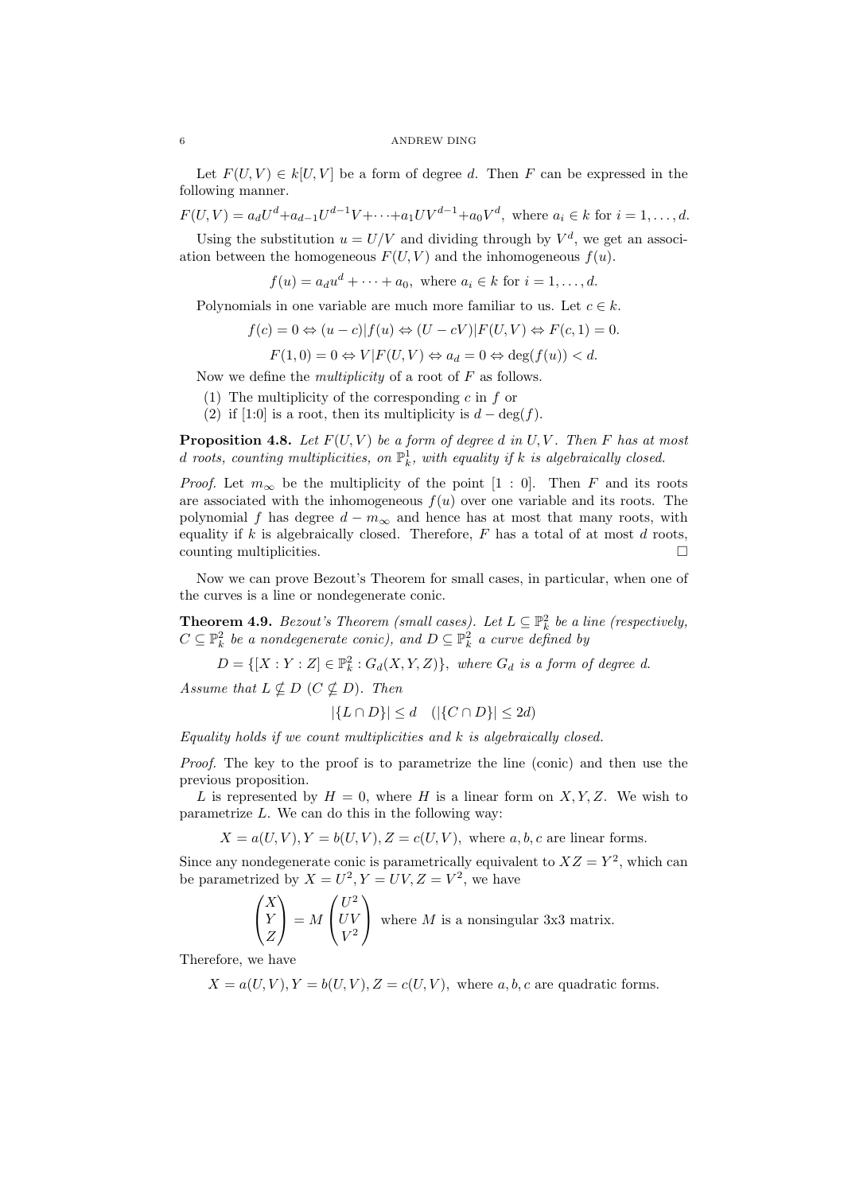Let $F(U, V) \in k[U, V]$ be a form of degree $d$. Then $F$ can be expressed in the following manner.

$$F(U, V) = a_d U^d + a_{d-1} U^{d-1} V + \cdots + a_1 U V^{d-1} + a_0 V^d, \text{ where } a_i \in k \text{ for } i = 1, \ldots, d.$$

Using the substitution $u = U/V$ and dividing through by $V^d$, we get an association between the homogeneous $F(U, V)$ and the inhomogeneous $f(u)$.

$$f(u) = a_d u^d + \cdots + a_0, \text{ where } a_i \in k \text{ for } i = 1, \ldots, d.$$

Polynomials in one variable are much more familiar to us. Let $c \in k$.

$$f(c) = 0 \Leftrightarrow (u - c) | f(u) \Leftrightarrow (U - cV) | F(U, V) \Leftrightarrow F(c, 1) = 0.$$

$$F(1, 0) = 0 \Leftrightarrow V | F(U, V) \Leftrightarrow a_d = 0 \Leftrightarrow \deg(f(u)) < d.$$

Now we define the *multiplicity* of a root of $F$ as follows.

(1) The multiplicity of the corresponding $c$ in $f$ or
(2) if [1:0] is a root, then its multiplicity is $d - \deg(f)$.

**Proposition 4.8.** *Let $F(U, V)$ be a form of degree $d$ in $U, V$. Then $F$ has at most $d$ roots, counting multiplicities, on $\mathbb{P}_k^1$, with equality if $k$ is algebraically closed.*

*Proof.* Let $m_\infty$ be the multiplicity of the point $[1 : 0]$. Then $F$ and its roots are associated with the inhomogeneous $f(u)$ over one variable and its roots. The polynomial $f$ has degree $d - m_\infty$ and hence has at most that many roots, with equality if $k$ is algebraically closed. Therefore, $F$ has a total of at most $d$ roots, counting multiplicities. □

Now we can prove Bezout's Theorem for small cases, in particular, when one of the curves is a line or nondegenerate conic.

**Theorem 4.9.** *Bezout's Theorem (small cases). Let $L \subseteq \mathbb{P}_k^2$ be a line (respectively, $C \subseteq \mathbb{P}_k^2$ be a nondegenerate conic), and $D \subseteq \mathbb{P}_k^2$ a curve defined by*

$$D = \{[X : Y : Z] \in \mathbb{P}_k^2 : G_d(X, Y, Z)\}, \text{ where } G_d \text{ is a form of degree } d.$$

*Assume that $L \not\subseteq D$ ($C \not\subseteq D$). Then*

$$|\{L \cap D\}| \leq d \quad (|\{C \cap D\}| \leq 2d)$$

*Equality holds if we count multiplicities and $k$ is algebraically closed.*

*Proof.* The key to the proof is to parametrize the line (conic) and then use the previous proposition.

$L$ is represented by $H = 0$, where $H$ is a linear form on $X, Y, Z$. We wish to parametrize $L$. We can do this in the following way:

$$X = a(U, V), Y = b(U, V), Z = c(U, V), \text{ where } a, b, c \text{ are linear forms.}$$

Since any nondegenerate conic is parametrically equivalent to $XZ = Y^2$, which can be parametrized by $X = U^2, Y = UV, Z = V^2$, we have

$$\begin{pmatrix} X \\ Y \\ Z \end{pmatrix} = M \begin{pmatrix} U^2 \\ UV \\ V^2 \end{pmatrix} \text{ where } M \text{ is a nonsingular 3x3 matrix.}$$

Therefore, we have

$$X = a(U, V), Y = b(U, V), Z = c(U, V), \text{ where } a, b, c \text{ are quadratic forms.}$$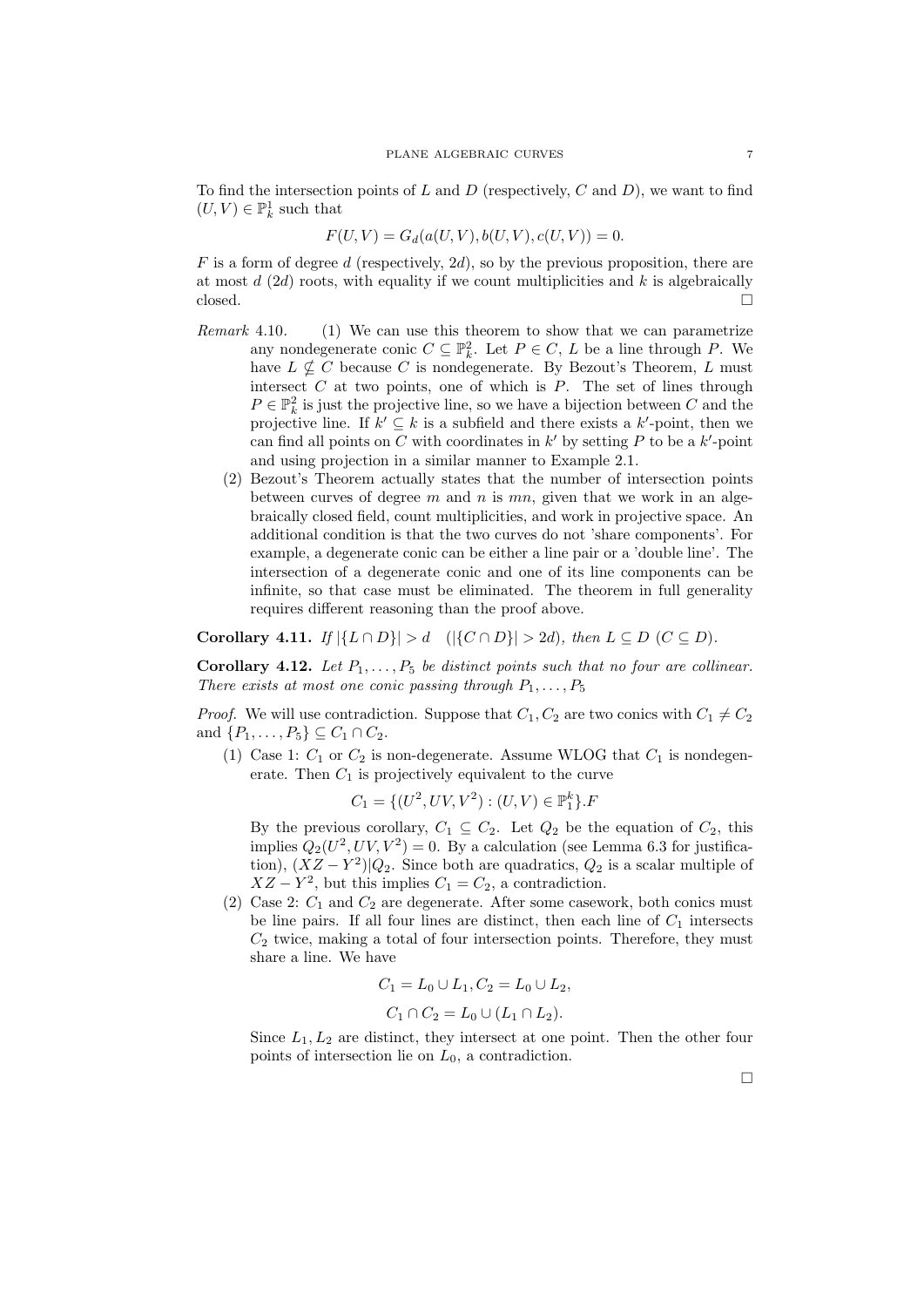To find the intersection points of $L$ and $D$ (respectively, $C$ and $D$), we want to find $(U, V) \in \mathbb{P}^1_k$ such that

$$F(U, V) = G_d(a(U, V), b(U, V), c(U, V)) = 0.$$

$F$ is a form of degree $d$ (respectively, $2d$), so by the previous proposition, there are at most $d$ ($2d$) roots, with equality if we count multiplicities and $k$ is algebraically closed. □

*Remark* 4.10.

1. We can use this theorem to show that we can parametrize any nondegenerate conic $C \subseteq \mathbb{P}^2_k$. Let $P \in C$, $L$ be a line through $P$. We have $L \nsubseteq C$ because $C$ is nondegenerate. By Bezout's Theorem, $L$ must intersect $C$ at two points, one of which is $P$. The set of lines through $P \in \mathbb{P}^2_k$ is just the projective line, so we have a bijection between $C$ and the projective line. If $k' \subseteq k$ is a subfield and there exists a $k'$-point, then we can find all points on $C$ with coordinates in $k'$ by setting $P$ to be a $k'$-point and using projection in a similar manner to Example 2.1.
2. Bezout's Theorem actually states that the number of intersection points between curves of degree $m$ and $n$ is $mn$, given that we work in an algebraically closed field, count multiplicities, and work in projective space. An additional condition is that the two curves do not 'share components'. For example, a degenerate conic can be either a line pair or a 'double line'. The intersection of a degenerate conic and one of its line components can be infinite, so that case must be eliminated. The theorem in full generality requires different reasoning than the proof above.

**Corollary 4.11.** *If* $|\{L \cap D\}| > d$ $\quad$ ($|\{C \cap D\}| > 2d$), *then* $L \subseteq D$ ($C \subseteq D$).

**Corollary 4.12.** *Let* $P_1, \ldots, P_5$ *be distinct points such that no four are collinear. There exists at most one conic passing through* $P_1, \ldots, P_5$

*Proof.* We will use contradiction. Suppose that $C_1, C_2$ are two conics with $C_1 \neq C_2$ and $\{P_1, \ldots, P_5\} \subseteq C_1 \cap C_2$.

1. Case 1: $C_1$ or $C_2$ is non-degenerate. Assume WLOG that $C_1$ is nondegenerate. Then $C_1$ is projectively equivalent to the curve

$$C_1 = \{(U^2, UV, V^2) : (U, V) \in \mathbb{P}^k_1\}.F$$

By the previous corollary, $C_1 \subseteq C_2$. Let $Q_2$ be the equation of $C_2$, this implies $Q_2(U^2, UV, V^2) = 0$. By a calculation (see Lemma 6.3 for justification), $(XZ - Y^2)|Q_2$. Since both are quadratics, $Q_2$ is a scalar multiple of $XZ - Y^2$, but this implies $C_1 = C_2$, a contradiction.

2. Case 2: $C_1$ and $C_2$ are degenerate. After some casework, both conics must be line pairs. If all four lines are distinct, then each line of $C_1$ intersects $C_2$ twice, making a total of four intersection points. Therefore, they must share a line. We have

$$C_1 = L_0 \cup L_1, C_2 = L_0 \cup L_2,$$

$$C_1 \cap C_2 = L_0 \cup (L_1 \cap L_2).$$

Since $L_1, L_2$ are distinct, they intersect at one point. Then the other four points of intersection lie on $L_0$, a contradiction.

□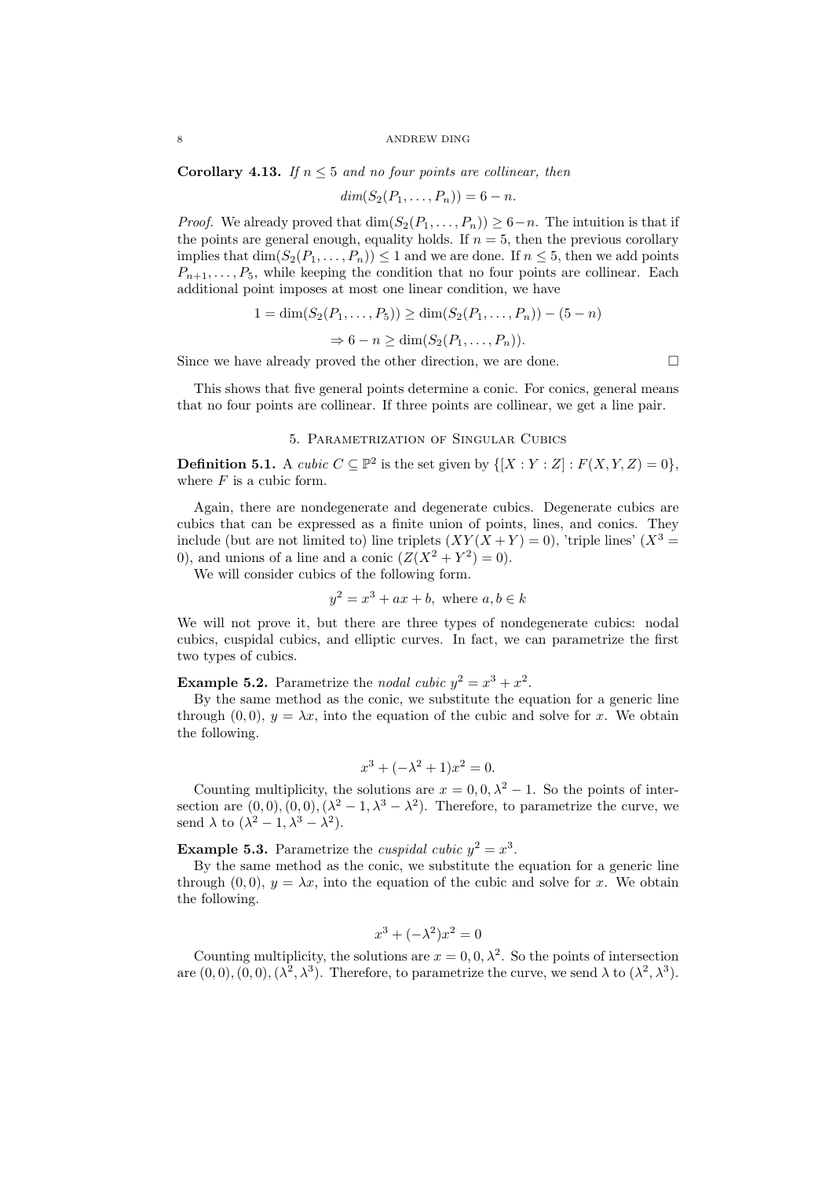**Corollary 4.13.** *If $n \leq 5$ and no four points are collinear, then*

$$dim(S_2(P_1, \ldots, P_n)) = 6 - n.$$

*Proof.* We already proved that $\dim(S_2(P_1, \ldots, P_n)) \geq 6-n$. The intuition is that if the points are general enough, equality holds. If $n = 5$, then the previous corollary implies that $\dim(S_2(P_1, \ldots, P_n)) \leq 1$ and we are done. If $n \leq 5$, then we add points $P_{n+1}, \ldots, P_5$, while keeping the condition that no four points are collinear. Each additional point imposes at most one linear condition, we have

$$1 = \dim(S_2(P_1, \ldots, P_5)) \geq \dim(S_2(P_1, \ldots, P_n)) - (5 - n)$$

$$\Rightarrow 6 - n \geq \dim(S_2(P_1, \ldots, P_n)).$$

Since we have already proved the other direction, we are done. □

This shows that five general points determine a conic. For conics, general means that no four points are collinear. If three points are collinear, we get a line pair.

## 5. Parametrization of Singular Cubics

**Definition 5.1.** A *cubic* $C \subseteq \mathbb{P}^2$ is the set given by $\{[X : Y : Z] : F(X, Y, Z) = 0\}$, where $F$ is a cubic form.

Again, there are nondegenerate and degenerate cubics. Degenerate cubics are cubics that can be expressed as a finite union of points, lines, and conics. They include (but are not limited to) line triplets ($XY(X + Y) = 0$), 'triple lines' ($X^3 = 0$), and unions of a line and a conic ($Z(X^2 + Y^2) = 0$).

We will consider cubics of the following form.

$$y^2 = x^3 + ax + b, \text{ where } a, b \in k$$

We will not prove it, but there are three types of nondegenerate cubics: nodal cubics, cuspidal cubics, and elliptic curves. In fact, we can parametrize the first two types of cubics.

**Example 5.2.** Parametrize the *nodal cubic* $y^2 = x^3 + x^2$.

By the same method as the conic, we substitute the equation for a generic line through $(0, 0)$, $y = \lambda x$, into the equation of the cubic and solve for $x$. We obtain the following.

$$x^3 + (-\lambda^2 + 1)x^2 = 0.$$

Counting multiplicity, the solutions are $x = 0, 0, \lambda^2 - 1$. So the points of intersection are $(0, 0), (0, 0), (\lambda^2 - 1, \lambda^3 - \lambda^2)$. Therefore, to parametrize the curve, we send $\lambda$ to $(\lambda^2 - 1, \lambda^3 - \lambda^2)$.

**Example 5.3.** Parametrize the *cuspidal cubic* $y^2 = x^3$.

By the same method as the conic, we substitute the equation for a generic line through $(0, 0)$, $y = \lambda x$, into the equation of the cubic and solve for $x$. We obtain the following.

$$x^3 + (-\lambda^2)x^2 = 0$$

Counting multiplicity, the solutions are $x = 0, 0, \lambda^2$. So the points of intersection are $(0, 0), (0, 0), (\lambda^2, \lambda^3)$. Therefore, to parametrize the curve, we send $\lambda$ to $(\lambda^2, \lambda^3)$.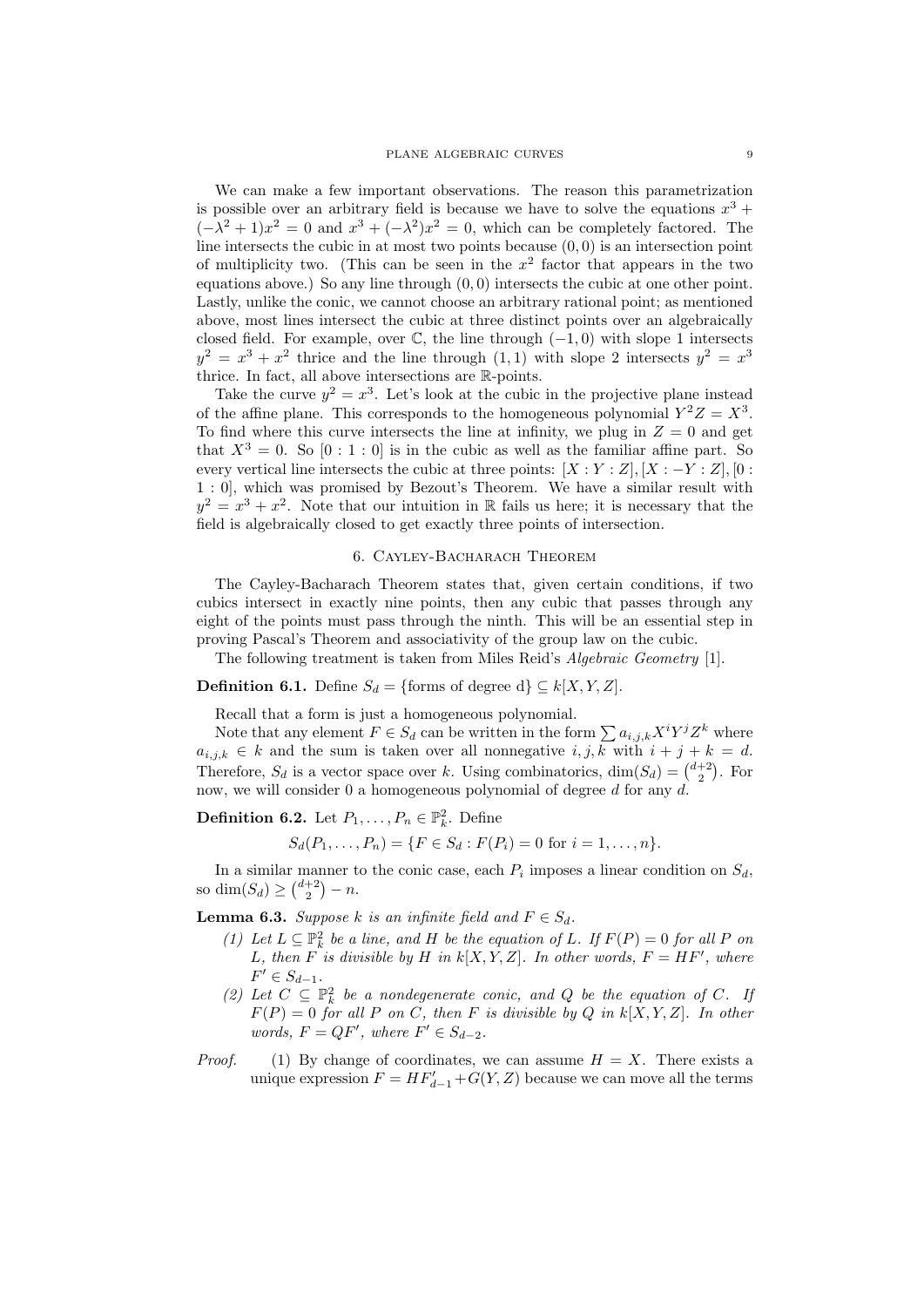We can make a few important observations. The reason this parametrization is possible over an arbitrary field is because we have to solve the equations $x^3 + (-\lambda^2 + 1)x^2 = 0$ and $x^3 + (-\lambda^2)x^2 = 0$, which can be completely factored. The line intersects the cubic in at most two points because $(0, 0)$ is an intersection point of multiplicity two. (This can be seen in the $x^2$ factor that appears in the two equations above.) So any line through $(0, 0)$ intersects the cubic at one other point. Lastly, unlike the conic, we cannot choose an arbitrary rational point; as mentioned above, most lines intersect the cubic at three distinct points over an algebraically closed field. For example, over $\mathbb{C}$, the line through $(-1, 0)$ with slope 1 intersects $y^2 = x^3 + x^2$ thrice and the line through $(1, 1)$ with slope 2 intersects $y^2 = x^3$ thrice. In fact, all above intersections are $\mathbb{R}$-points.

Take the curve $y^2 = x^3$. Let's look at the cubic in the projective plane instead of the affine plane. This corresponds to the homogeneous polynomial $Y^2Z = X^3$. To find where this curve intersects the line at infinity, we plug in $Z = 0$ and get that $X^3 = 0$. So $[0 : 1 : 0]$ is in the cubic as well as the familiar affine part. So every vertical line intersects the cubic at three points: $[X : Y : Z], [X : -Y : Z], [0 : 1 : 0]$, which was promised by Bezout's Theorem. We have a similar result with $y^2 = x^3 + x^2$. Note that our intuition in $\mathbb{R}$ fails us here; it is necessary that the field is algebraically closed to get exactly three points of intersection.

## 6. Cayley-Bacharach Theorem

The Cayley-Bacharach Theorem states that, given certain conditions, if two cubics intersect in exactly nine points, then any cubic that passes through any eight of the points must pass through the ninth. This will be an essential step in proving Pascal's Theorem and associativity of the group law on the cubic.

The following treatment is taken from Miles Reid's *Algebraic Geometry* [1].

**Definition 6.1.** Define $S_d = \{\text{forms of degree d}\} \subseteq k[X, Y, Z]$.

Recall that a form is just a homogeneous polynomial.

Note that any element $F \in S_d$ can be written in the form $\sum a_{i,j,k} X^i Y^j Z^k$ where $a_{i,j,k} \in k$ and the sum is taken over all nonnegative $i, j, k$ with $i + j + k = d$. Therefore, $S_d$ is a vector space over $k$. Using combinatorics, $\dim(S_d) = \binom{d+2}{2}$. For now, we will consider 0 a homogeneous polynomial of degree $d$ for any $d$.

**Definition 6.2.** Let $P_1, \ldots, P_n \in \mathbb{P}^2_k$. Define

$$S_d(P_1, \ldots, P_n) = \{F \in S_d : F(P_i) = 0 \text{ for } i = 1, \ldots, n\}.$$

In a similar manner to the conic case, each $P_i$ imposes a linear condition on $S_d$, so $\dim(S_d) \geq \binom{d+2}{2} - n$.

**Lemma 6.3.** *Suppose $k$ is an infinite field and $F \in S_d$.*

1. *Let $L \subseteq \mathbb{P}^2_k$ be a line, and $H$ be the equation of $L$. If $F(P) = 0$ for all $P$ on $L$, then $F$ is divisible by $H$ in $k[X, Y, Z]$. In other words, $F = HF'$, where $F' \in S_{d-1}$.*
2. *Let $C \subseteq \mathbb{P}^2_k$ be a nondegenerate conic, and $Q$ be the equation of $C$. If $F(P) = 0$ for all $P$ on $C$, then $F$ is divisible by $Q$ in $k[X, Y, Z]$. In other words, $F = QF'$, where $F' \in S_{d-2}$.*

*Proof.* (1) By change of coordinates, we can assume $H = X$. There exists a unique expression $F = HF'_{d-1} + G(Y, Z)$ because we can move all the terms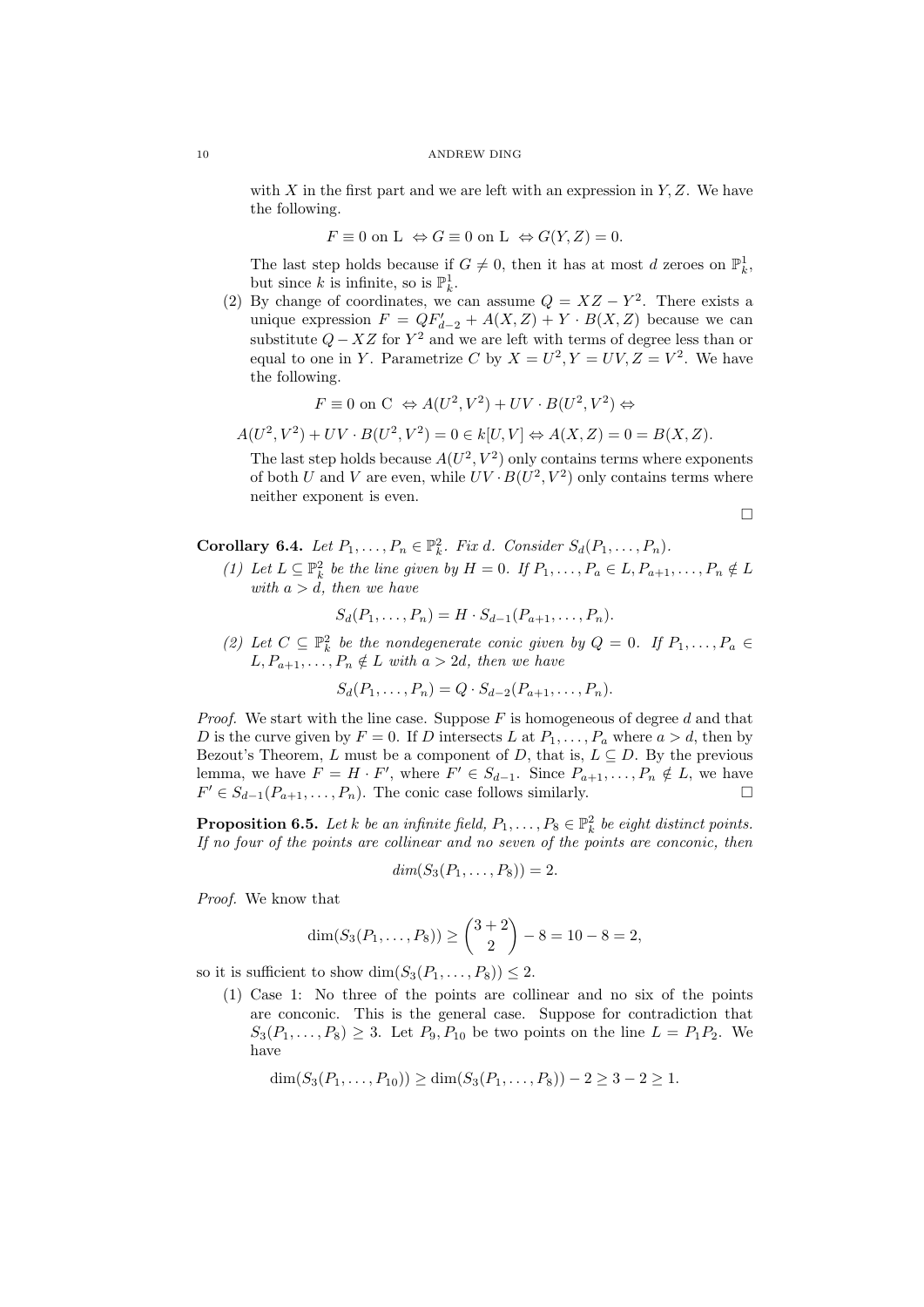with $X$ in the first part and we are left with an expression in $Y, Z$. We have the following.

$$F \equiv 0 \text{ on L } \Leftrightarrow G \equiv 0 \text{ on L } \Leftrightarrow G(Y, Z) = 0.$$

The last step holds because if $G \neq 0$, then it has at most $d$ zeroes on $\mathbb{P}^1_k$, but since $k$ is infinite, so is $\mathbb{P}^1_k$.

(2) By change of coordinates, we can assume $Q = XZ - Y^2$. There exists a unique expression $F = QF'_{d-2} + A(X, Z) + Y \cdot B(X, Z)$ because we can substitute $Q - XZ$ for $Y^2$ and we are left with terms of degree less than or equal to one in $Y$. Parametrize $C$ by $X = U^2, Y = UV, Z = V^2$. We have the following.

$$F \equiv 0 \text{ on C } \Leftrightarrow A(U^2, V^2) + UV \cdot B(U^2, V^2) \Leftrightarrow$$

$$A(U^2, V^2) + UV \cdot B(U^2, V^2) = 0 \in k[U, V] \Leftrightarrow A(X, Z) = 0 = B(X, Z).$$

The last step holds because $A(U^2, V^2)$ only contains terms where exponents of both $U$ and $V$ are even, while $UV \cdot B(U^2, V^2)$ only contains terms where neither exponent is even.

□

**Corollary 6.4.** *Let $P_1, \ldots, P_n \in \mathbb{P}^2_k$. Fix $d$. Consider $S_d(P_1, \ldots, P_n)$.*

*(1) Let $L \subseteq \mathbb{P}^2_k$ be the line given by $H = 0$. If $P_1, \ldots, P_a \in L, P_{a+1}, \ldots, P_n \notin L$ with $a > d$, then we have*

$$S_d(P_1, \ldots, P_n) = H \cdot S_{d-1}(P_{a+1}, \ldots, P_n).$$

*(2) Let $C \subseteq \mathbb{P}^2_k$ be the nondegenerate conic given by $Q = 0$. If $P_1, \ldots, P_a \in L, P_{a+1}, \ldots, P_n \notin L$ with $a > 2d$, then we have*

$$S_d(P_1, \ldots, P_n) = Q \cdot S_{d-2}(P_{a+1}, \ldots, P_n).$$

*Proof.* We start with the line case. Suppose $F$ is homogeneous of degree $d$ and that $D$ is the curve given by $F = 0$. If $D$ intersects $L$ at $P_1, \ldots, P_a$ where $a > d$, then by Bezout's Theorem, $L$ must be a component of $D$, that is, $L \subseteq D$. By the previous lemma, we have $F = H \cdot F'$, where $F' \in S_{d-1}$. Since $P_{a+1}, \ldots, P_n \notin L$, we have $F' \in S_{d-1}(P_{a+1}, \ldots, P_n)$. The conic case follows similarly. □

**Proposition 6.5.** *Let $k$ be an infinite field, $P_1, \ldots, P_8 \in \mathbb{P}^2_k$ be eight distinct points. If no four of the points are collinear and no seven of the points are conconic, then*

$$dim(S_3(P_1, \ldots, P_8)) = 2.$$

*Proof.* We know that

$$\dim(S_3(P_1, \ldots, P_8)) \geq \binom{3+2}{2} - 8 = 10 - 8 = 2,$$

so it is sufficient to show $\dim(S_3(P_1, \ldots, P_8)) \leq 2$.

(1) Case 1: No three of the points are collinear and no six of the points are conconic. This is the general case. Suppose for contradiction that $S_3(P_1, \ldots, P_8) \geq 3$. Let $P_9, P_{10}$ be two points on the line $L = P_1P_2$. We have

$$\dim(S_3(P_1, \ldots, P_{10})) \geq \dim(S_3(P_1, \ldots, P_8)) - 2 \geq 3 - 2 \geq 1.$$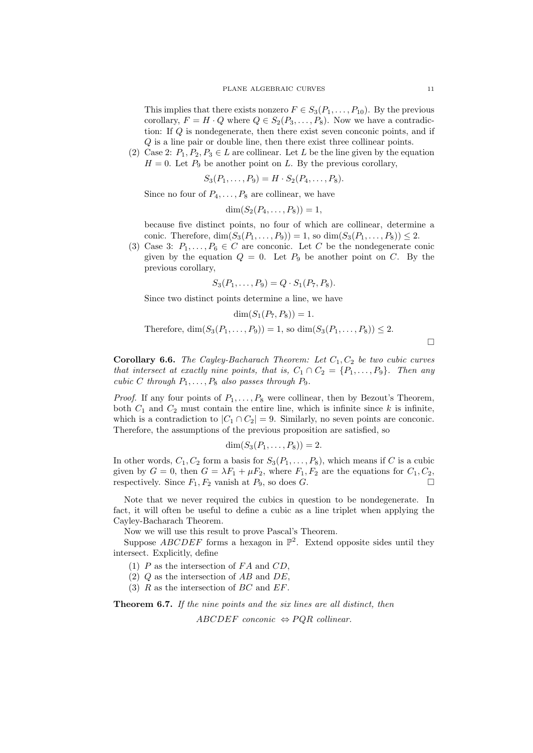This implies that there exists nonzero $F \in S_3(P_1, \ldots, P_{10})$. By the previous corollary, $F = H \cdot Q$ where $Q \in S_2(P_3, \ldots, P_8)$. Now we have a contradiction: If $Q$ is nondegenerate, then there exist seven conconic points, and if $Q$ is a line pair or double line, then there exist three collinear points.

(2) Case 2: $P_1, P_2, P_3 \in L$ are collinear. Let $L$ be the line given by the equation $H = 0$. Let $P_9$ be another point on $L$. By the previous corollary,

$$S_3(P_1, \ldots, P_9) = H \cdot S_2(P_4, \ldots, P_8).$$

Since no four of $P_4, \ldots, P_8$ are collinear, we have

$$\dim(S_2(P_4, \ldots, P_8)) = 1,$$

because five distinct points, no four of which are collinear, determine a conic. Therefore, $\dim(S_3(P_1, \ldots, P_9)) = 1$, so $\dim(S_3(P_1, \ldots, P_8)) \leq 2$.

(3) Case 3: $P_1, \ldots, P_6 \in C$ are conconic. Let $C$ be the nondegenerate conic given by the equation $Q = 0$. Let $P_9$ be another point on $C$. By the previous corollary,

$$S_3(P_1, \ldots, P_9) = Q \cdot S_1(P_7, P_8).$$

Since two distinct points determine a line, we have

$$\dim(S_1(P_7, P_8)) = 1.$$

Therefore, $\dim(S_3(P_1, \ldots, P_9)) = 1$, so $\dim(S_3(P_1, \ldots, P_8)) \leq 2$.

□

**Corollary 6.6.** *The Cayley-Bacharach Theorem: Let $C_1, C_2$ be two cubic curves that intersect at exactly nine points, that is, $C_1 \cap C_2 = \{P_1, \ldots, P_9\}$. Then any cubic $C$ through $P_1, \ldots, P_8$ also passes through $P_9$.*

*Proof.* If any four points of $P_1, \ldots, P_8$ were collinear, then by Bezout's Theorem, both $C_1$ and $C_2$ must contain the entire line, which is infinite since $k$ is infinite, which is a contradiction to $|C_1 \cap C_2| = 9$. Similarly, no seven points are conconic. Therefore, the assumptions of the previous proposition are satisfied, so

$$\dim(S_3(P_1, \ldots, P_8)) = 2.$$

In other words, $C_1, C_2$ form a basis for $S_3(P_1, \ldots, P_8)$, which means if $C$ is a cubic given by $G = 0$, then $G = \lambda F_1 + \mu F_2$, where $F_1, F_2$ are the equations for $C_1, C_2$, respectively. Since $F_1, F_2$ vanish at $P_9$, so does $G$. □

Note that we never required the cubics in question to be nondegenerate. In fact, it will often be useful to define a cubic as a line triplet when applying the Cayley-Bacharach Theorem.

Now we will use this result to prove Pascal's Theorem.

Suppose $ABCDEF$ forms a hexagon in $\mathbb{P}^2$. Extend opposite sides until they intersect. Explicitly, define

(1) $P$ as the intersection of $FA$ and $CD$,
(2) $Q$ as the intersection of $AB$ and $DE$,
(3) $R$ as the intersection of $BC$ and $EF$.

**Theorem 6.7.** *If the nine points and the six lines are all distinct, then*

$$ABCDEF \text{ conconic } \Leftrightarrow PQR \text{ collinear.}$$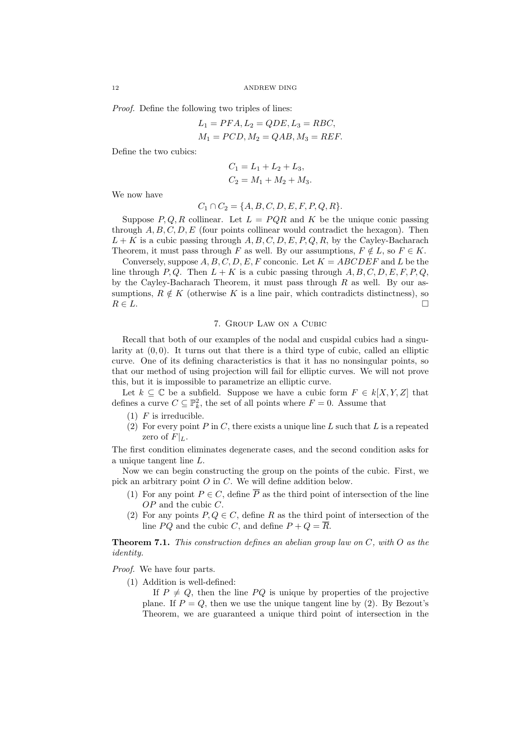*Proof.* Define the following two triples of lines:

$$L_1 = PFA, L_2 = QDE, L_3 = RBC,$$
$$M_1 = PCD, M_2 = QAB, M_3 = REF.$$

Define the two cubics:

$$C_1 = L_1 + L_2 + L_3,$$
$$C_2 = M_1 + M_2 + M_3.$$

We now have

$$C_1 \cap C_2 = \{A, B, C, D, E, F, P, Q, R\}.$$

Suppose $P, Q, R$ collinear. Let $L = PQR$ and $K$ be the unique conic passing through $A, B, C, D, E$ (four points collinear would contradict the hexagon). Then $L + K$ is a cubic passing through $A, B, C, D, E, P, Q, R$, by the Cayley-Bacharach Theorem, it must pass through $F$ as well. By our assumptions, $F \notin L$, so $F \in K$.

Conversely, suppose $A, B, C, D, E, F$ conconic. Let $K = ABCDEF$ and $L$ be the line through $P, Q$. Then $L + K$ is a cubic passing through $A, B, C, D, E, F, P, Q$, by the Cayley-Bacharach Theorem, it must pass through $R$ as well. By our assumptions, $R \notin K$ (otherwise $K$ is a line pair, which contradicts distinctness), so $R \in L$. $\square$

## 7. Group Law on a Cubic

Recall that both of our examples of the nodal and cuspidal cubics had a singularity at $(0, 0)$. It turns out that there is a third type of cubic, called an elliptic curve. One of its defining characteristics is that it has no nonsingular points, so that our method of using projection will fail for elliptic curves. We will not prove this, but it is impossible to parametrize an elliptic curve.

Let $k \subseteq \mathbb{C}$ be a subfield. Suppose we have a cubic form $F \in k[X, Y, Z]$ that defines a curve $C \subseteq \mathbb{P}^2_k$, the set of all points where $F = 0$. Assume that

1. $F$ is irreducible.
2. For every point $P$ in $C$, there exists a unique line $L$ such that $L$ is a repeated zero of $F|_L$.

The first condition eliminates degenerate cases, and the second condition asks for a unique tangent line $L$.

Now we can begin constructing the group on the points of the cubic. First, we pick an arbitrary point $O$ in $C$. We will define addition below.

1. For any point $P \in C$, define $\overline{P}$ as the third point of intersection of the line $OP$ and the cubic $C$.
2. For any points $P, Q \in C$, define $R$ as the third point of intersection of the line $PQ$ and the cubic $C$, and define $P + Q = \overline{R}$.

**Theorem 7.1.** *This construction defines an abelian group law on $C$, with $O$ as the identity.*

*Proof.* We have four parts.

1. Addition is well-defined:

   If $P \neq Q$, then the line $PQ$ is unique by properties of the projective plane. If $P = Q$, then we use the unique tangent line by (2). By Bezout's Theorem, we are guaranteed a unique third point of intersection in the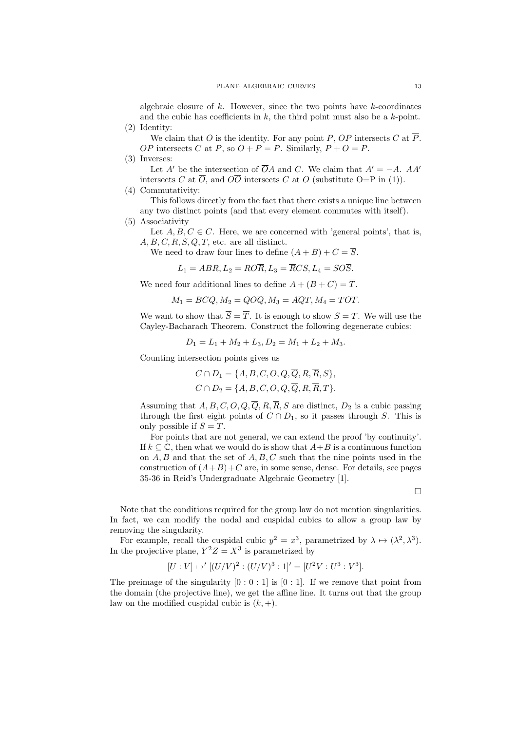algebraic closure of $k$. However, since the two points have $k$-coordinates and the cubic has coefficients in $k$, the third point must also be a $k$-point.

(2) Identity:

We claim that $O$ is the identity. For any point $P$, $OP$ intersects $C$ at $\overline{P}$. $O\overline{P}$ intersects $C$ at $P$, so $O + P = P$. Similarly, $P + O = P$.

(3) Inverses:

Let $A'$ be the intersection of $\overline{O}A$ and $C$. We claim that $A' = -A$. $AA'$ intersects $C$ at $\overline{O}$, and $O\overline{O}$ intersects $C$ at $O$ (substitute O=P in (1)).

(4) Commutativity:

This follows directly from the fact that there exists a unique line between any two distinct points (and that every element commutes with itself).

(5) Associativity

Let $A, B, C \in C$. Here, we are concerned with 'general points', that is, $A, B, C, R, S, Q, T$, etc. are all distinct.

We need to draw four lines to define $(A + B) + C = \overline{S}$.

$$L_1 = ABR, L_2 = RO\overline{R}, L_3 = \overline{R}CS, L_4 = SO\overline{S}.$$

We need four additional lines to define $A + (B + C) = \overline{T}$.

$$M_1 = BCQ, M_2 = QO\overline{Q}, M_3 = A\overline{Q}T, M_4 = TO\overline{T}.$$

We want to show that $\overline{S} = \overline{T}$. It is enough to show $S = T$. We will use the Cayley-Bacharach Theorem. Construct the following degenerate cubics:

$$D_1 = L_1 + M_2 + L_3, D_2 = M_1 + L_2 + M_3.$$

Counting intersection points gives us

$$C \cap D_1 = \{A, B, C, O, Q, \overline{Q}, R, \overline{R}, S\},$$
$$C \cap D_2 = \{A, B, C, O, Q, \overline{Q}, R, \overline{R}, T\}.$$

Assuming that $A, B, C, O, Q, \overline{Q}, R, \overline{R}, S$ are distinct, $D_2$ is a cubic passing through the first eight points of $C \cap D_1$, so it passes through $S$. This is only possible if $S = T$.

For points that are not general, we can extend the proof 'by continuity'. If $k \subseteq \mathbb{C}$, then what we would do is show that $A+B$ is a continuous function on $A, B$ and that the set of $A, B, C$ such that the nine points used in the construction of $(A+B)+C$ are, in some sense, dense. For details, see pages 35-36 in Reid's Undergraduate Algebraic Geometry [1].

□

Note that the conditions required for the group law do not mention singularities. In fact, we can modify the nodal and cuspidal cubics to allow a group law by removing the singularity.

For example, recall the cuspidal cubic $y^2 = x^3$, parametrized by $\lambda \mapsto (\lambda^2, \lambda^3)$. In the projective plane, $Y^2Z = X^3$ is parametrized by

$$[U : V] \mapsto' [(U/V)^2 : (U/V)^3 : 1]' = [U^2V : U^3 : V^3].$$

The preimage of the singularity $[0 : 0 : 1]$ is $[0 : 1]$. If we remove that point from the domain (the projective line), we get the affine line. It turns out that the group law on the modified cuspidal cubic is $(k, +)$.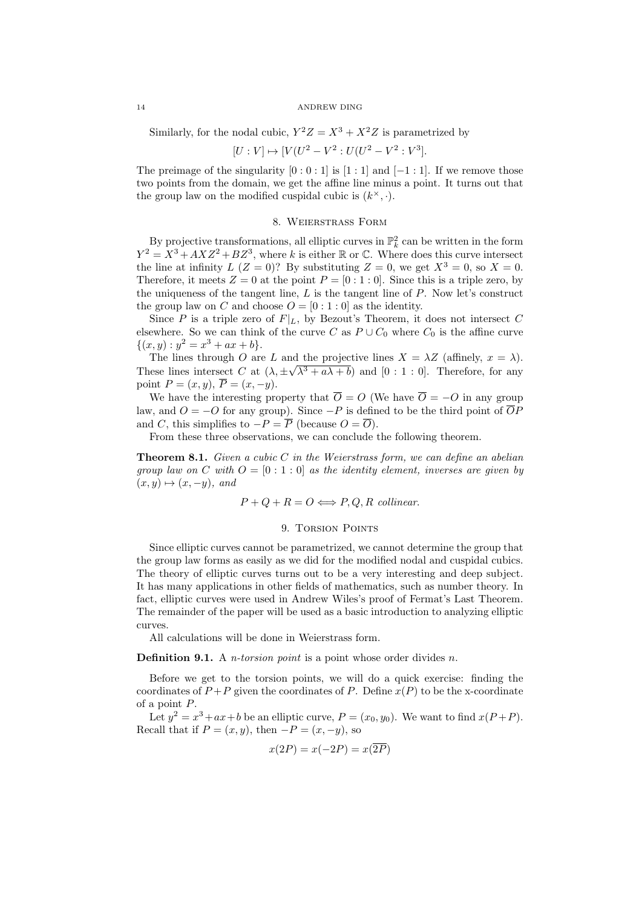Similarly, for the nodal cubic, $Y^2Z = X^3 + X^2Z$ is parametrized by

$$[U : V] \mapsto [V(U^2 - V^2 : U(U^2 - V^2 : V^3].$$

The preimage of the singularity $[0 : 0 : 1]$ is $[1 : 1]$ and $[-1 : 1]$. If we remove those two points from the domain, we get the affine line minus a point. It turns out that the group law on the modified cuspidal cubic is $(k^\times, \cdot)$.

## 8. Weierstrass Form

By projective transformations, all elliptic curves in $\mathbb{P}^2_k$ can be written in the form $Y^2 = X^3 + AXZ^2 + BZ^3$, where $k$ is either $\mathbb{R}$ or $\mathbb{C}$. Where does this curve intersect the line at infinity $L$ ($Z = 0$)? By substituting $Z = 0$, we get $X^3 = 0$, so $X = 0$. Therefore, it meets $Z = 0$ at the point $P = [0 : 1 : 0]$. Since this is a triple zero, by the uniqueness of the tangent line, $L$ is the tangent line of $P$. Now let's construct the group law on $C$ and choose $O = [0 : 1 : 0]$ as the identity.

Since $P$ is a triple zero of $F|_L$, by Bezout's Theorem, it does not intersect $C$ elsewhere. So we can think of the curve $C$ as $P \cup C_0$ where $C_0$ is the affine curve $\{(x, y) : y^2 = x^3 + ax + b\}$.

The lines through $O$ are $L$ and the projective lines $X = \lambda Z$ (affinely, $x = \lambda$). These lines intersect $C$ at $(\lambda, \pm\sqrt{\lambda^3 + a\lambda + b})$ and $[0 : 1 : 0]$. Therefore, for any point $P = (x, y)$, $\overline{P} = (x, -y)$.

We have the interesting property that $\overline{O} = O$ (We have $\overline{O} = -O$ in any group law, and $O = -O$ for any group). Since $-P$ is defined to be the third point of $\overline{OP}$ and $C$, this simplifies to $-P = \overline{P}$ (because $O = \overline{O}$).

From these three observations, we can conclude the following theorem.

**Theorem 8.1.** *Given a cubic $C$ in the Weierstrass form, we can define an abelian group law on $C$ with $O = [0 : 1 : 0]$ as the identity element, inverses are given by $(x, y) \mapsto (x, -y)$, and*

$$P + Q + R = O \iff P, Q, R \text{ collinear.}$$

## 9. Torsion Points

Since elliptic curves cannot be parametrized, we cannot determine the group that the group law forms as easily as we did for the modified nodal and cuspidal cubics. The theory of elliptic curves turns out to be a very interesting and deep subject. It has many applications in other fields of mathematics, such as number theory. In fact, elliptic curves were used in Andrew Wiles's proof of Fermat's Last Theorem. The remainder of the paper will be used as a basic introduction to analyzing elliptic curves.

All calculations will be done in Weierstrass form.

**Definition 9.1.** A *$n$-torsion point* is a point whose order divides $n$.

Before we get to the torsion points, we will do a quick exercise: finding the coordinates of $P+P$ given the coordinates of $P$. Define $x(P)$ to be the x-coordinate of a point $P$.

Let $y^2 = x^3+ax+b$ be an elliptic curve, $P = (x_0, y_0)$. We want to find $x(P+P)$. Recall that if $P = (x, y)$, then $-P = (x, -y)$, so

$$x(2P) = x(-2P) = x(\overline{2P})$$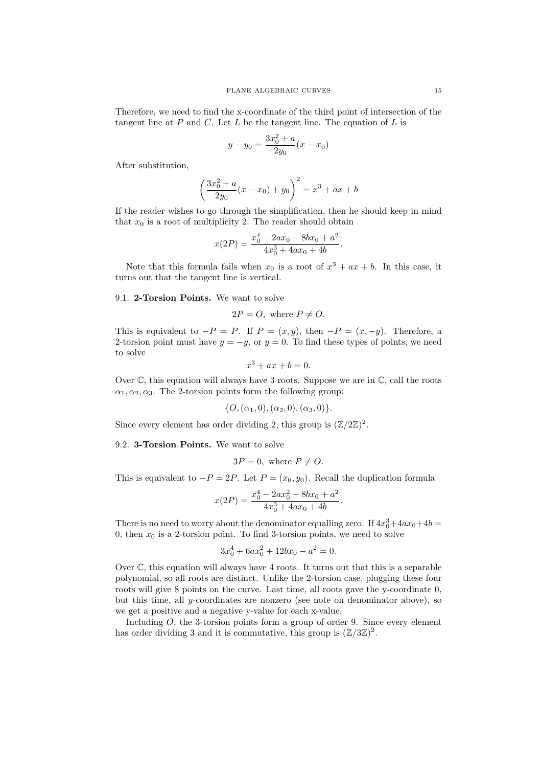Therefore, we need to find the x-coordinate of the third point of intersection of the tangent line at $P$ and $C$. Let $L$ be the tangent line. The equation of $L$ is

$$y - y_0 = \frac{3x_0^2 + a}{2y_0}(x - x_0)$$

After substitution,

$$\left(\frac{3x_0^2 + a}{2y_0}(x - x_0) + y_0\right)^2 = x^3 + ax + b$$

If the reader wishes to go through the simplification, then he should keep in mind that $x_0$ is a root of multiplicity 2. The reader should obtain

$$x(2P) = \frac{x_0^4 - 2ax_0 - 8bx_0 + a^2}{4x_0^3 + 4ax_0 + 4b}.$$

Note that this formula fails when $x_0$ is a root of $x^3 + ax + b$. In this case, it turns out that the tangent line is vertical.

### 9.1. **2-Torsion Points.**

We want to solve

$$2P = O, \text{ where } P \neq O.$$

This is equivalent to $-P = P$. If $P = (x, y)$, then $-P = (x, -y)$. Therefore, a 2-torsion point must have $y = -y$, or $y = 0$. To find these types of points, we need to solve

$$x^3 + ax + b = 0.$$

Over $\mathbb{C}$, this equation will always have 3 roots. Suppose we are in $\mathbb{C}$, call the roots $\alpha_1, \alpha_2, \alpha_3$. The 2-torsion points form the following group:

$$\{O, (\alpha_1, 0), (\alpha_2, 0), (\alpha_3, 0)\}.$$

Since every element has order dividing 2, this group is $(\mathbb{Z}/2\mathbb{Z})^2$.

### 9.2. **3-Torsion Points.**

We want to solve

$$3P = 0, \text{ where } P \neq O.$$

This is equivalent to $-P = 2P$. Let $P = (x_0, y_0)$. Recall the duplication formula

$$x(2P) = \frac{x_0^4 - 2ax_0^2 - 8bx_0 + a^2}{4x_0^3 + 4ax_0 + 4b}.$$

There is no need to worry about the denominator equalling zero. If $4x_0^3 + 4ax_0 + 4b = 0$, then $x_0$ is a 2-torsion point. To find 3-torsion points, we need to solve

$$3x_0^4 + 6ax_0^2 + 12bx_0 - a^2 = 0.$$

Over $\mathbb{C}$, this equation will always have 4 roots. It turns out that this is a separable polynomial, so all roots are distinct. Unlike the 2-torsion case, plugging these four roots will give 8 points on the curve. Last time, all roots gave the y-coordinate 0, but this time, all $y$-coordinates are nonzero (see note on denominator above), so we get a positive and a negative y-value for each x-value.

Including $O$, the 3-torsion points form a group of order 9. Since every element has order dividing 3 and it is commutative, this group is $(\mathbb{Z}/3\mathbb{Z})^2$.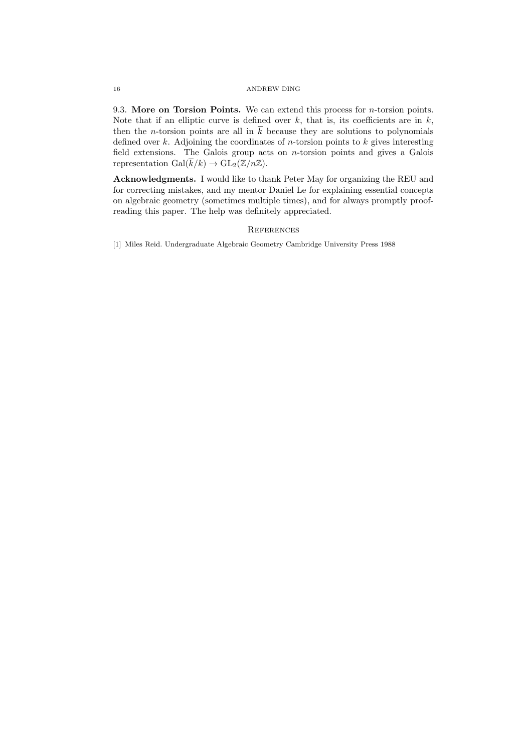### 9.3. More on Torsion Points.

We can extend this process for $n$-torsion points. Note that if an elliptic curve is defined over $k$, that is, its coefficients are in $k$, then the $n$-torsion points are all in $\overline{k}$ because they are solutions to polynomials defined over $k$. Adjoining the coordinates of $n$-torsion points to $k$ gives interesting field extensions. The Galois group acts on $n$-torsion points and gives a Galois representation $\mathrm{Gal}(\overline{k}/k) \to \mathrm{GL}_2(\mathbb{Z}/n\mathbb{Z})$.

**Acknowledgments.** I would like to thank Peter May for organizing the REU and for correcting mistakes, and my mentor Daniel Le for explaining essential concepts on algebraic geometry (sometimes multiple times), and for always promptly proofreading this paper. The help was definitely appreciated.

## References

[1] Miles Reid. Undergraduate Algebraic Geometry Cambridge University Press 1988